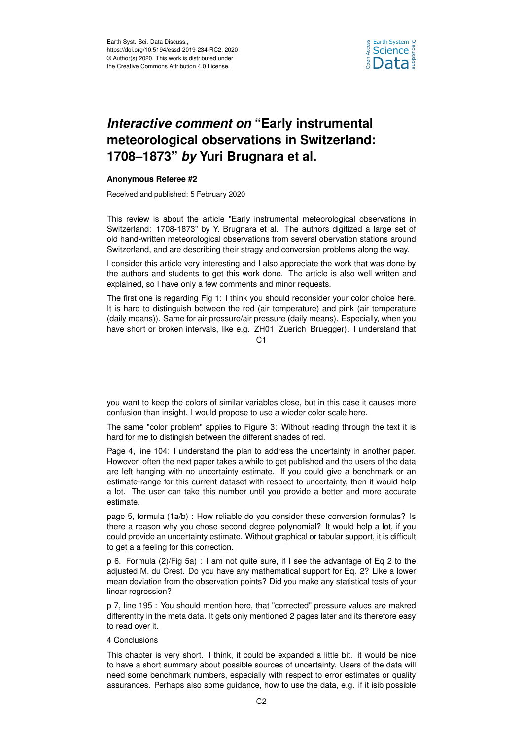# *Interactive comment on* "Early instrumental meteorological observations in Switzerland: 1708–1873" *by* Yuri Brugnara et al.

**Anonymous Referee #2**

Received and published: 5 February 2020

This review is about the article "Early instrumental meteorological observations in Switzerland: 1708-1873" by Y. Brugnara et al. The authors digitized a large set of old hand-written meteorological observations from several obervation stations around Switzerland, and are describing their stragy and conversion problems along the way.

I consider this article very interesting and I also appreciate the work that was done by the authors and students to get this work done. The article is also well written and explained, so I have only a few comments and minor requests.

The first one is regarding Fig 1: I think you should reconsider your color choice here. It is hard to distinguish between the red (air temperature) and pink (air temperature (daily means)). Same for air pressure/air pressure (daily means). Especially, when you have short or broken intervals, like e.g. ZH01_Zuerich_Bruegger). I understand that you want to keep the colors of similar variables close, but in this case it causes more confusion than insight. I would propose to use a wieder color scale here.

The same "color problem" applies to Figure 3: Without reading through the text it is hard for me to distingish between the different shades of red.

Page 4, line 104: I understand the plan to address the uncertainty in another paper. However, often the next paper takes a while to get published and the users of the data are left hanging with no uncertainty estimate. If you could give a benchmark or an estimate-range for this current dataset with respect to uncertainty, then it would help a lot. The user can take this number until you provide a better and more accurate estimate.

page 5, formula (1a/b) : How reliable do you consider these conversion formulas? Is there a reason why you chose second degree polynomial? It would help a lot, if you could provide an uncertainty estimate. Without graphical or tabular support, it is difficult to get a a feeling for this correction.

p 6. Formula (2)/Fig 5a) : I am not quite sure, if I see the advantage of Eq 2 to the adjusted M. du Crest. Do you have any mathematical support for Eq. 2? Like a lower mean deviation from the observation points? Did you make any statistical tests of your linear regression?

p 7, line 195 : You should mention here, that "corrected" pressure values are makred differentlty in the meta data. It gets only mentioned 2 pages later and its therefore easy to read over it.

4 Conclusions

This chapter is very short. I think, it could be expanded a little bit. it would be nice to have a short summary about possible sources of uncertainty. Users of the data will need some benchmark numbers, especially with respect to error estimates or quality assurances. Perhaps also some guidance, how to use the data, e.g. if it isib possible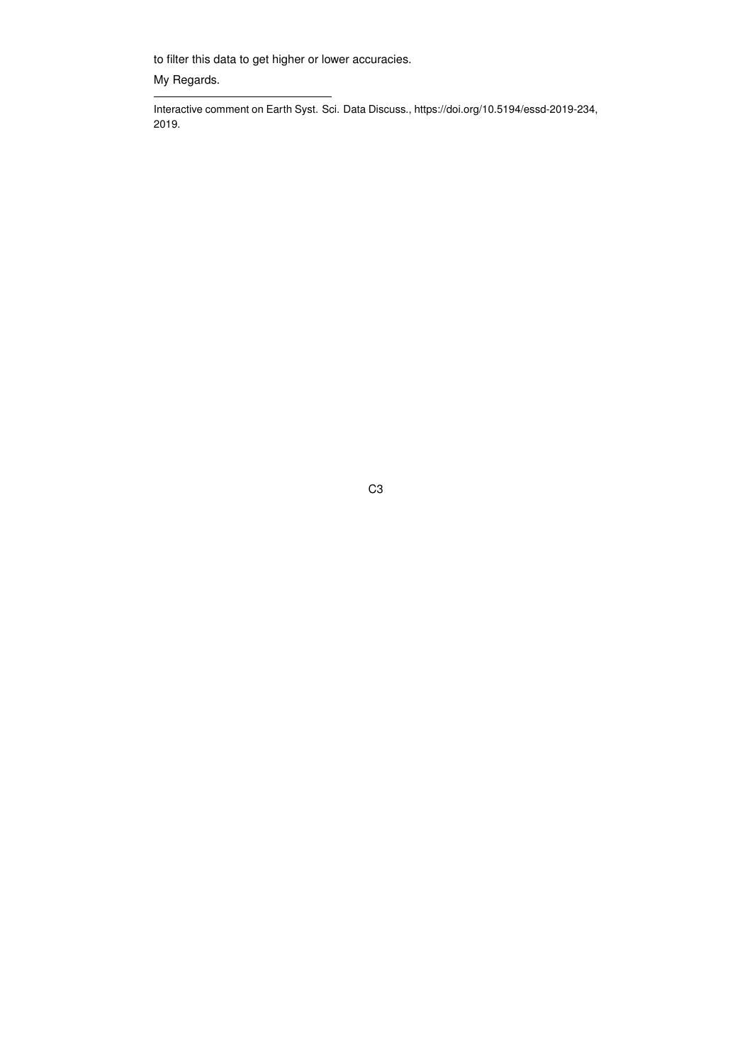to filter this data to get higher or lower accuracies.

My Regards.

---

Interactive comment on Earth Syst. Sci. Data Discuss., https://doi.org/10.5194/essd-2019-234, 2019.